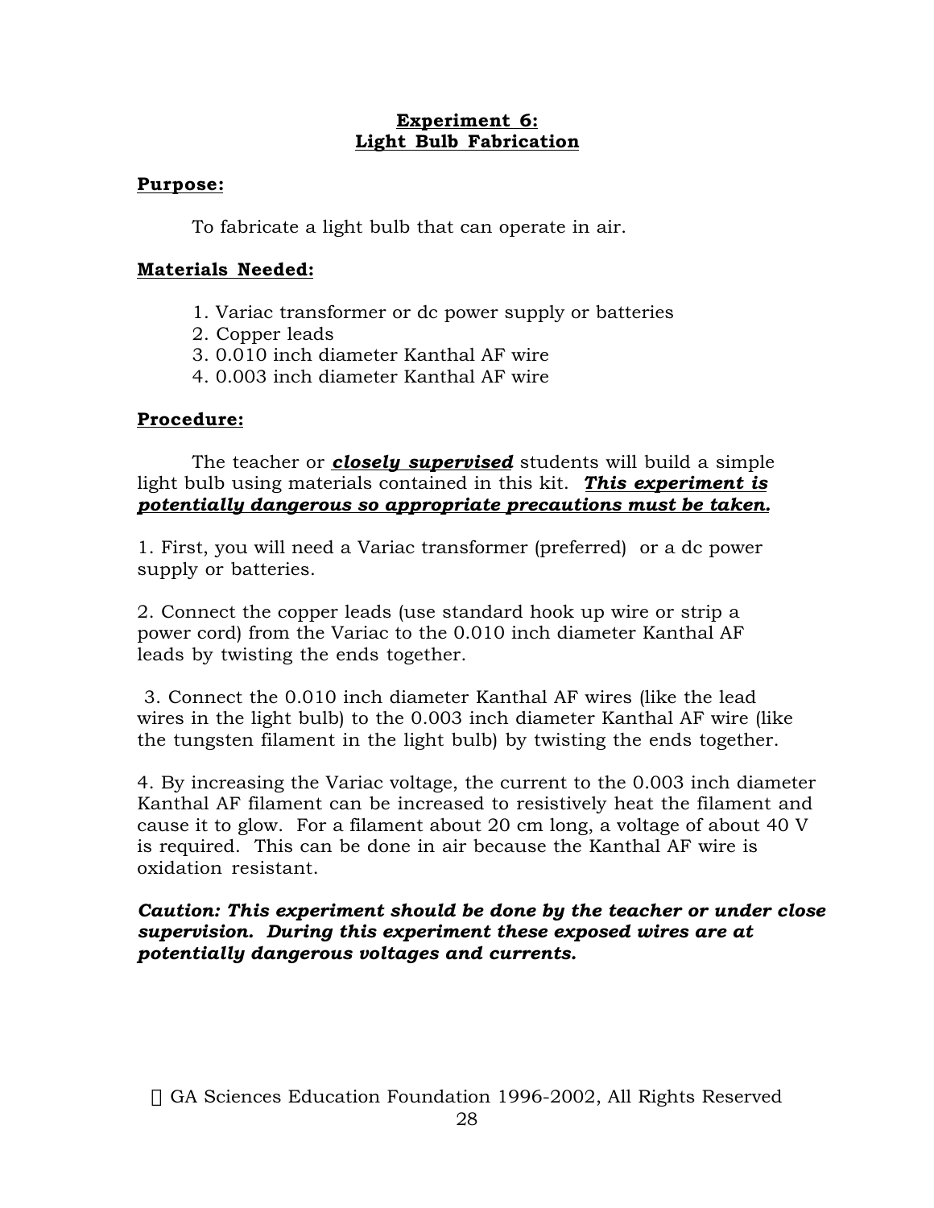## Experiment 6:
## Light Bulb Fabrication

**Purpose:**

To fabricate a light bulb that can operate in air.

**Materials Needed:**

1. Variac transformer or dc power supply or batteries
2. Copper leads
3. 0.010 inch diameter Kanthal AF wire
4. 0.003 inch diameter Kanthal AF wire

**Procedure:**

The teacher or ***closely supervised*** students will build a simple light bulb using materials contained in this kit. ***This experiment is potentially dangerous so appropriate precautions must be taken.***

1. First, you will need a Variac transformer (preferred) or a dc power supply or batteries.

2. Connect the copper leads (use standard hook up wire or strip a power cord) from the Variac to the 0.010 inch diameter Kanthal AF leads by twisting the ends together.

3. Connect the 0.010 inch diameter Kanthal AF wires (like the lead wires in the light bulb) to the 0.003 inch diameter Kanthal AF wire (like the tungsten filament in the light bulb) by twisting the ends together.

4. By increasing the Variac voltage, the current to the 0.003 inch diameter Kanthal AF filament can be increased to resistively heat the filament and cause it to glow. For a filament about 20 cm long, a voltage of about 40 V is required. This can be done in air because the Kanthal AF wire is oxidation resistant.

***Caution: This experiment should be done by the teacher or under close supervision. During this experiment these exposed wires are at potentially dangerous voltages and currents.***

© GA Sciences Education Foundation 1996-2002, All Rights Reserved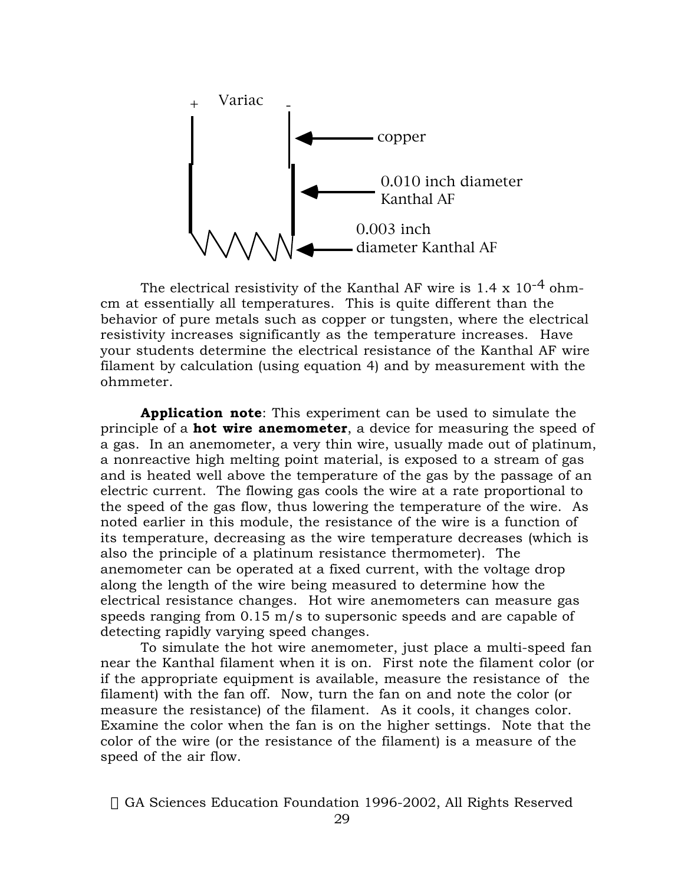\+ Variac -

copper

0.010 inch diameter Kanthal AF

0.003 inch diameter Kanthal AF

The electrical resistivity of the Kanthal AF wire is $1.4 \times 10^{-4}$ ohm-cm at essentially all temperatures. This is quite different than the behavior of pure metals such as copper or tungsten, where the electrical resistivity increases significantly as the temperature increases. Have your students determine the electrical resistance of the Kanthal AF wire filament by calculation (using equation 4) and by measurement with the ohmmeter.

**Application note**: This experiment can be used to simulate the principle of a **hot wire anemometer**, a device for measuring the speed of a gas. In an anemometer, a very thin wire, usually made out of platinum, a nonreactive high melting point material, is exposed to a stream of gas and is heated well above the temperature of the gas by the passage of an electric current. The flowing gas cools the wire at a rate proportional to the speed of the gas flow, thus lowering the temperature of the wire. As noted earlier in this module, the resistance of the wire is a function of its temperature, decreasing as the wire temperature decreases (which is also the principle of a platinum resistance thermometer). The anemometer can be operated at a fixed current, with the voltage drop along the length of the wire being measured to determine how the electrical resistance changes. Hot wire anemometers can measure gas speeds ranging from 0.15 m/s to supersonic speeds and are capable of detecting rapidly varying speed changes.

To simulate the hot wire anemometer, just place a multi-speed fan near the Kanthal filament when it is on. First note the filament color (or if the appropriate equipment is available, measure the resistance of the filament) with the fan off. Now, turn the fan on and note the color (or measure the resistance) of the filament. As it cools, it changes color. Examine the color when the fan is on the higher settings. Note that the color of the wire (or the resistance of the filament) is a measure of the speed of the air flow.

 GA Sciences Education Foundation 1996-2002, All Rights Reserved